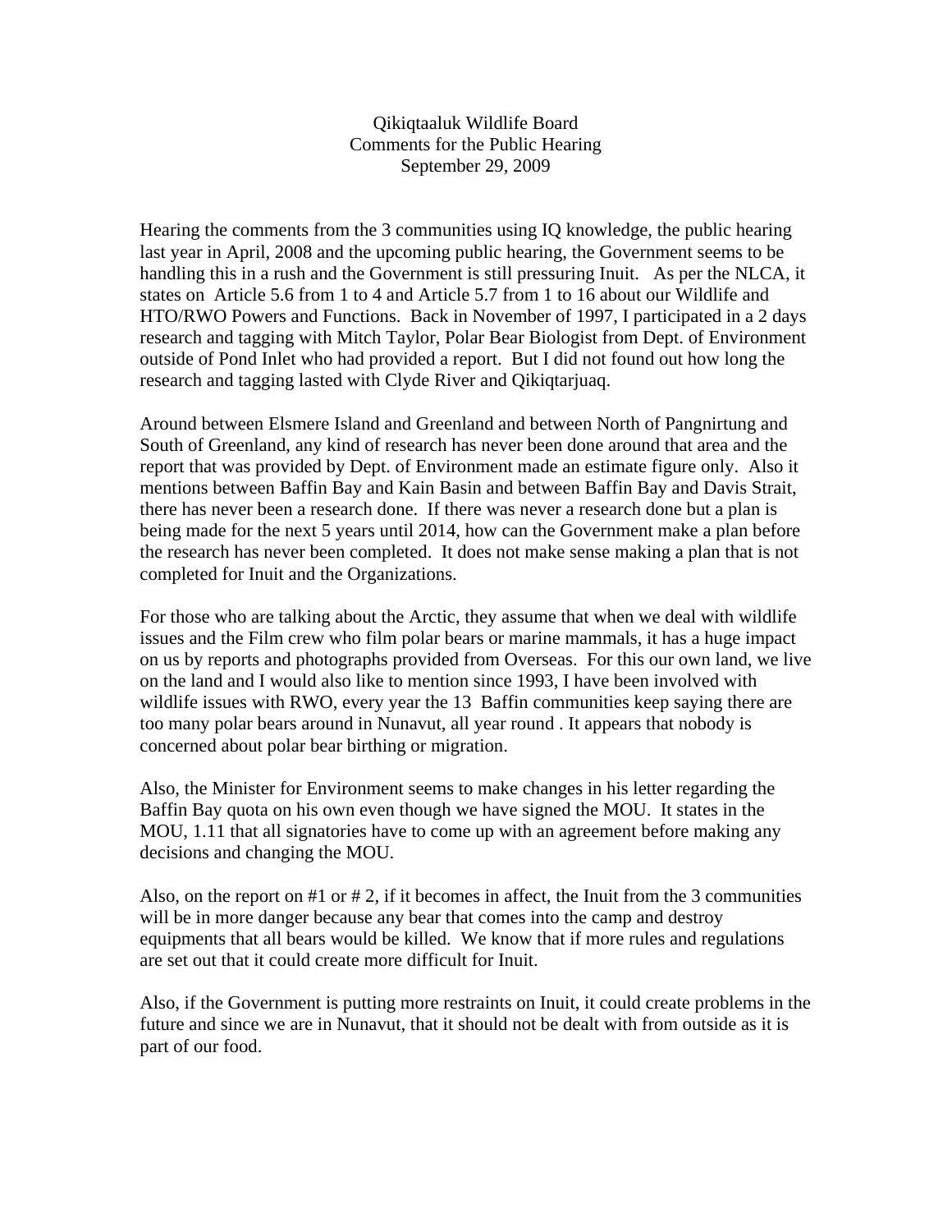Qikiqtaaluk Wildlife Board
Comments for the Public Hearing
September 29, 2009

Hearing the comments from the 3 communities using IQ knowledge, the public hearing last year in April, 2008 and the upcoming public hearing, the Government seems to be handling this in a rush and the Government is still pressuring Inuit. As per the NLCA, it states on Article 5.6 from 1 to 4 and Article 5.7 from 1 to 16 about our Wildlife and HTO/RWO Powers and Functions. Back in November of 1997, I participated in a 2 days research and tagging with Mitch Taylor, Polar Bear Biologist from Dept. of Environment outside of Pond Inlet who had provided a report. But I did not found out how long the research and tagging lasted with Clyde River and Qikiqtarjuaq.

Around between Elsmere Island and Greenland and between North of Pangnirtung and South of Greenland, any kind of research has never been done around that area and the report that was provided by Dept. of Environment made an estimate figure only. Also it mentions between Baffin Bay and Kain Basin and between Baffin Bay and Davis Strait, there has never been a research done. If there was never a research done but a plan is being made for the next 5 years until 2014, how can the Government make a plan before the research has never been completed. It does not make sense making a plan that is not completed for Inuit and the Organizations.

For those who are talking about the Arctic, they assume that when we deal with wildlife issues and the Film crew who film polar bears or marine mammals, it has a huge impact on us by reports and photographs provided from Overseas. For this our own land, we live on the land and I would also like to mention since 1993, I have been involved with wildlife issues with RWO, every year the 13 Baffin communities keep saying there are too many polar bears around in Nunavut, all year round . It appears that nobody is concerned about polar bear birthing or migration.

Also, the Minister for Environment seems to make changes in his letter regarding the Baffin Bay quota on his own even though we have signed the MOU. It states in the MOU, 1.11 that all signatories have to come up with an agreement before making any decisions and changing the MOU.

Also, on the report on #1 or # 2, if it becomes in affect, the Inuit from the 3 communities will be in more danger because any bear that comes into the camp and destroy equipments that all bears would be killed. We know that if more rules and regulations are set out that it could create more difficult for Inuit.

Also, if the Government is putting more restraints on Inuit, it could create problems in the future and since we are in Nunavut, that it should not be dealt with from outside as it is part of our food.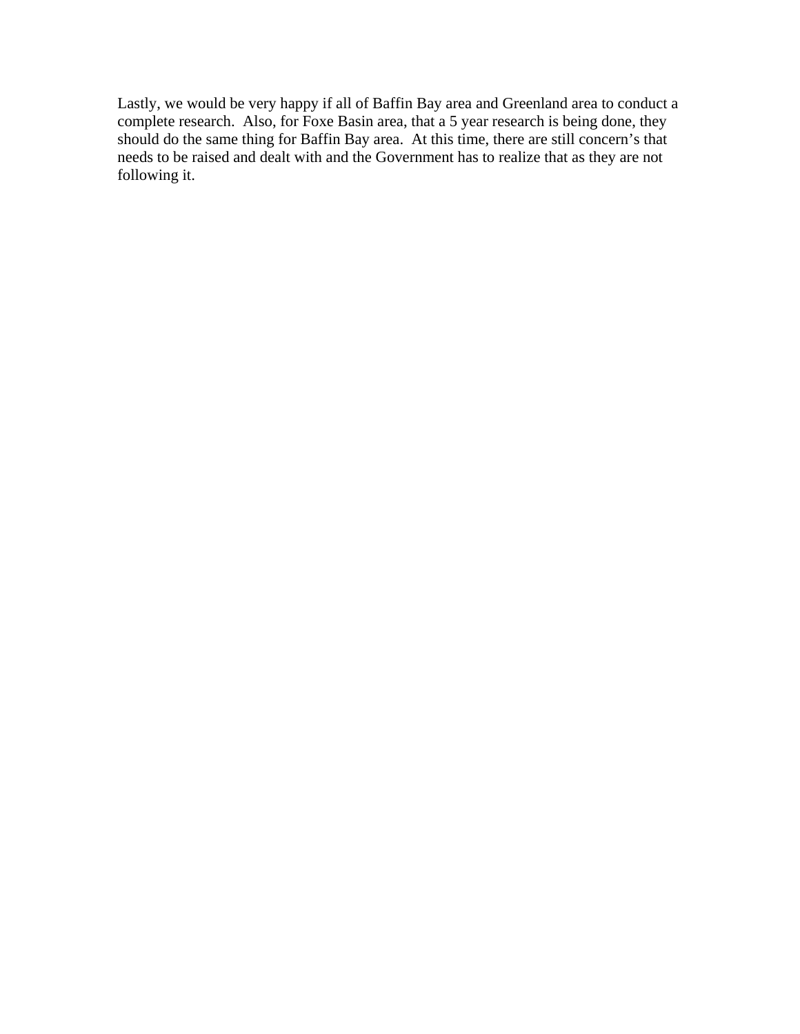Lastly, we would be very happy if all of Baffin Bay area and Greenland area to conduct a complete research. Also, for Foxe Basin area, that a 5 year research is being done, they should do the same thing for Baffin Bay area. At this time, there are still concern's that needs to be raised and dealt with and the Government has to realize that as they are not following it.